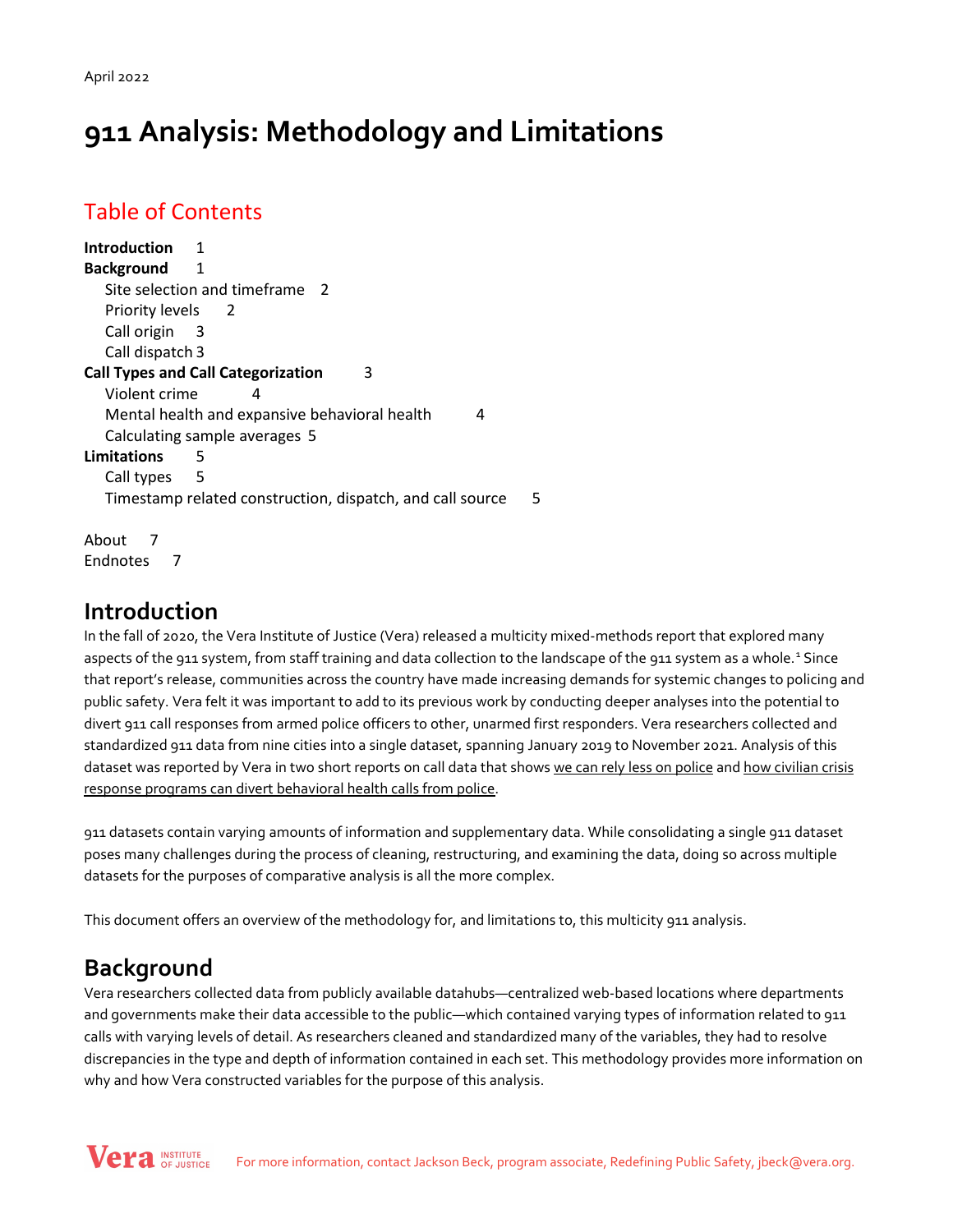April 2022

# 911 Analysis: Methodology and Limitations

## Table of Contents

**Introduction** 1
**Background** 1
- Site selection and timeframe 2
- Priority levels 2
- Call origin 3
- Call dispatch 3

**Call Types and Call Categorization** 3
- Violent crime 4
- Mental health and expansive behavioral health 4
- Calculating sample averages 5

**Limitations** 5
- Call types 5
- Timestamp related construction, dispatch, and call source 5

About 7
Endnotes 7

## Introduction

In the fall of 2020, the Vera Institute of Justice (Vera) released a multicity mixed-methods report that explored many aspects of the 911 system, from staff training and data collection to the landscape of the 911 system as a whole.[1] Since that report's release, communities across the country have made increasing demands for systemic changes to policing and public safety. Vera felt it was important to add to its previous work by conducting deeper analyses into the potential to divert 911 call responses from armed police officers to other, unarmed first responders. Vera researchers collected and standardized 911 data from nine cities into a single dataset, spanning January 2019 to November 2021. Analysis of this dataset was reported by Vera in two short reports on call data that shows we can rely less on police and how civilian crisis response programs can divert behavioral health calls from police.

911 datasets contain varying amounts of information and supplementary data. While consolidating a single 911 dataset poses many challenges during the process of cleaning, restructuring, and examining the data, doing so across multiple datasets for the purposes of comparative analysis is all the more complex.

This document offers an overview of the methodology for, and limitations to, this multicity 911 analysis.

## Background

Vera researchers collected data from publicly available datahubs—centralized web-based locations where departments and governments make their data accessible to the public—which contained varying types of information related to 911 calls with varying levels of detail. As researchers cleaned and standardized many of the variables, they had to resolve discrepancies in the type and depth of information contained in each set. This methodology provides more information on why and how Vera constructed variables for the purpose of this analysis.

For more information, contact Jackson Beck, program associate, Redefining Public Safety, jbeck@vera.org.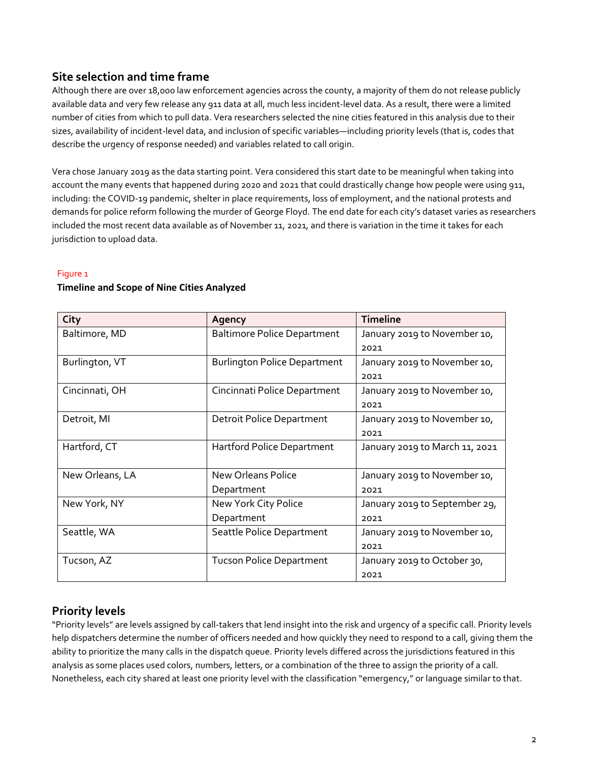## Site selection and time frame

Although there are over 18,000 law enforcement agencies across the county, a majority of them do not release publicly available data and very few release any 911 data at all, much less incident-level data. As a result, there were a limited number of cities from which to pull data. Vera researchers selected the nine cities featured in this analysis due to their sizes, availability of incident-level data, and inclusion of specific variables—including priority levels (that is, codes that describe the urgency of response needed) and variables related to call origin.

Vera chose January 2019 as the data starting point. Vera considered this start date to be meaningful when taking into account the many events that happened during 2020 and 2021 that could drastically change how people were using 911, including: the COVID-19 pandemic, shelter in place requirements, loss of employment, and the national protests and demands for police reform following the murder of George Floyd. The end date for each city's dataset varies as researchers included the most recent data available as of November 11, 2021, and there is variation in the time it takes for each jurisdiction to upload data.

Figure 1

**Timeline and Scope of Nine Cities Analyzed**

| City | Agency | Timeline |
| --- | --- | --- |
| Baltimore, MD | Baltimore Police Department | January 2019 to November 10, 2021 |
| Burlington, VT | Burlington Police Department | January 2019 to November 10, 2021 |
| Cincinnati, OH | Cincinnati Police Department | January 2019 to November 10, 2021 |
| Detroit, MI | Detroit Police Department | January 2019 to November 10, 2021 |
| Hartford, CT | Hartford Police Department | January 2019 to March 11, 2021 |
| New Orleans, LA | New Orleans Police Department | January 2019 to November 10, 2021 |
| New York, NY | New York City Police Department | January 2019 to September 29, 2021 |
| Seattle, WA | Seattle Police Department | January 2019 to November 10, 2021 |
| Tucson, AZ | Tucson Police Department | January 2019 to October 30, 2021 |

## Priority levels

"Priority levels" are levels assigned by call-takers that lend insight into the risk and urgency of a specific call. Priority levels help dispatchers determine the number of officers needed and how quickly they need to respond to a call, giving them the ability to prioritize the many calls in the dispatch queue. Priority levels differed across the jurisdictions featured in this analysis as some places used colors, numbers, letters, or a combination of the three to assign the priority of a call. Nonetheless, each city shared at least one priority level with the classification "emergency," or language similar to that.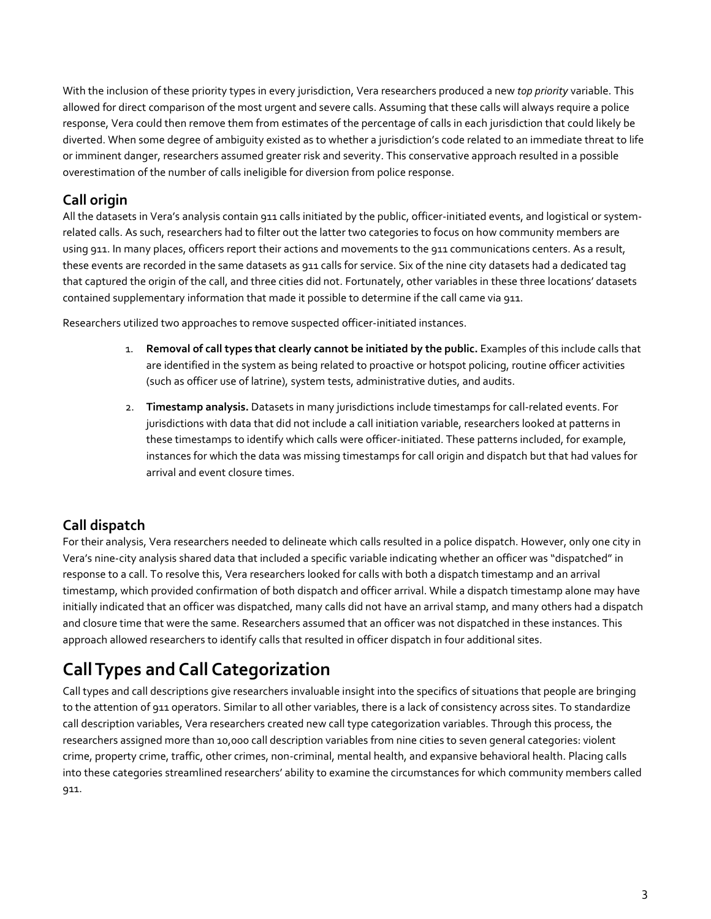With the inclusion of these priority types in every jurisdiction, Vera researchers produced a new *top priority* variable. This allowed for direct comparison of the most urgent and severe calls. Assuming that these calls will always require a police response, Vera could then remove them from estimates of the percentage of calls in each jurisdiction that could likely be diverted. When some degree of ambiguity existed as to whether a jurisdiction's code related to an immediate threat to life or imminent danger, researchers assumed greater risk and severity. This conservative approach resulted in a possible overestimation of the number of calls ineligible for diversion from police response.

### Call origin

All the datasets in Vera's analysis contain 911 calls initiated by the public, officer-initiated events, and logistical or system-related calls. As such, researchers had to filter out the latter two categories to focus on how community members are using 911. In many places, officers report their actions and movements to the 911 communications centers. As a result, these events are recorded in the same datasets as 911 calls for service. Six of the nine city datasets had a dedicated tag that captured the origin of the call, and three cities did not. Fortunately, other variables in these three locations' datasets contained supplementary information that made it possible to determine if the call came via 911.

Researchers utilized two approaches to remove suspected officer-initiated instances.

1. **Removal of call types that clearly cannot be initiated by the public.** Examples of this include calls that are identified in the system as being related to proactive or hotspot policing, routine officer activities (such as officer use of latrine), system tests, administrative duties, and audits.
2. **Timestamp analysis.** Datasets in many jurisdictions include timestamps for call-related events. For jurisdictions with data that did not include a call initiation variable, researchers looked at patterns in these timestamps to identify which calls were officer-initiated. These patterns included, for example, instances for which the data was missing timestamps for call origin and dispatch but that had values for arrival and event closure times.

### Call dispatch

For their analysis, Vera researchers needed to delineate which calls resulted in a police dispatch. However, only one city in Vera's nine-city analysis shared data that included a specific variable indicating whether an officer was "dispatched" in response to a call. To resolve this, Vera researchers looked for calls with both a dispatch timestamp and an arrival timestamp, which provided confirmation of both dispatch and officer arrival. While a dispatch timestamp alone may have initially indicated that an officer was dispatched, many calls did not have an arrival stamp, and many others had a dispatch and closure time that were the same. Researchers assumed that an officer was not dispatched in these instances. This approach allowed researchers to identify calls that resulted in officer dispatch in four additional sites.

## Call Types and Call Categorization

Call types and call descriptions give researchers invaluable insight into the specifics of situations that people are bringing to the attention of 911 operators. Similar to all other variables, there is a lack of consistency across sites. To standardize call description variables, Vera researchers created new call type categorization variables. Through this process, the researchers assigned more than 10,000 call description variables from nine cities to seven general categories: violent crime, property crime, traffic, other crimes, non-criminal, mental health, and expansive behavioral health. Placing calls into these categories streamlined researchers' ability to examine the circumstances for which community members called 911.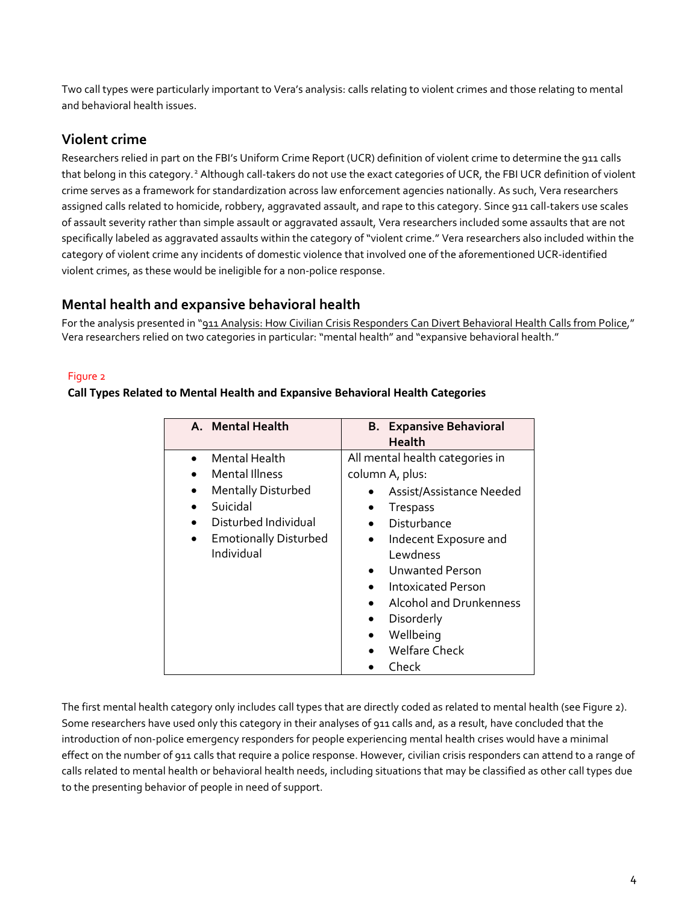Two call types were particularly important to Vera's analysis: calls relating to violent crimes and those relating to mental and behavioral health issues.

## Violent crime

Researchers relied in part on the FBI's Uniform Crime Report (UCR) definition of violent crime to determine the 911 calls that belong in this category.[2] Although call-takers do not use the exact categories of UCR, the FBI UCR definition of violent crime serves as a framework for standardization across law enforcement agencies nationally. As such, Vera researchers assigned calls related to homicide, robbery, aggravated assault, and rape to this category. Since 911 call-takers use scales of assault severity rather than simple assault or aggravated assault, Vera researchers included some assaults that are not specifically labeled as aggravated assaults within the category of "violent crime." Vera researchers also included within the category of violent crime any incidents of domestic violence that involved one of the aforementioned UCR-identified violent crimes, as these would be ineligible for a non-police response.

## Mental health and expansive behavioral health

For the analysis presented in "911 Analysis: How Civilian Crisis Responders Can Divert Behavioral Health Calls from Police," Vera researchers relied on two categories in particular: "mental health" and "expansive behavioral health."

Figure 2

**Call Types Related to Mental Health and Expansive Behavioral Health Categories**

| A. Mental Health | B. Expansive Behavioral Health |
| --- | --- |
| • Mental Health<br>• Mental Illness<br>• Mentally Disturbed<br>• Suicidal<br>• Disturbed Individual<br>• Emotionally Disturbed Individual | All mental health categories in column A, plus:<br>• Assist/Assistance Needed<br>• Trespass<br>• Disturbance<br>• Indecent Exposure and Lewdness<br>• Unwanted Person<br>• Intoxicated Person<br>• Alcohol and Drunkenness<br>• Disorderly<br>• Wellbeing<br>• Welfare Check<br>• Check |

The first mental health category only includes call types that are directly coded as related to mental health (see Figure 2). Some researchers have used only this category in their analyses of 911 calls and, as a result, have concluded that the introduction of non-police emergency responders for people experiencing mental health crises would have a minimal effect on the number of 911 calls that require a police response. However, civilian crisis responders can attend to a range of calls related to mental health or behavioral health needs, including situations that may be classified as other call types due to the presenting behavior of people in need of support.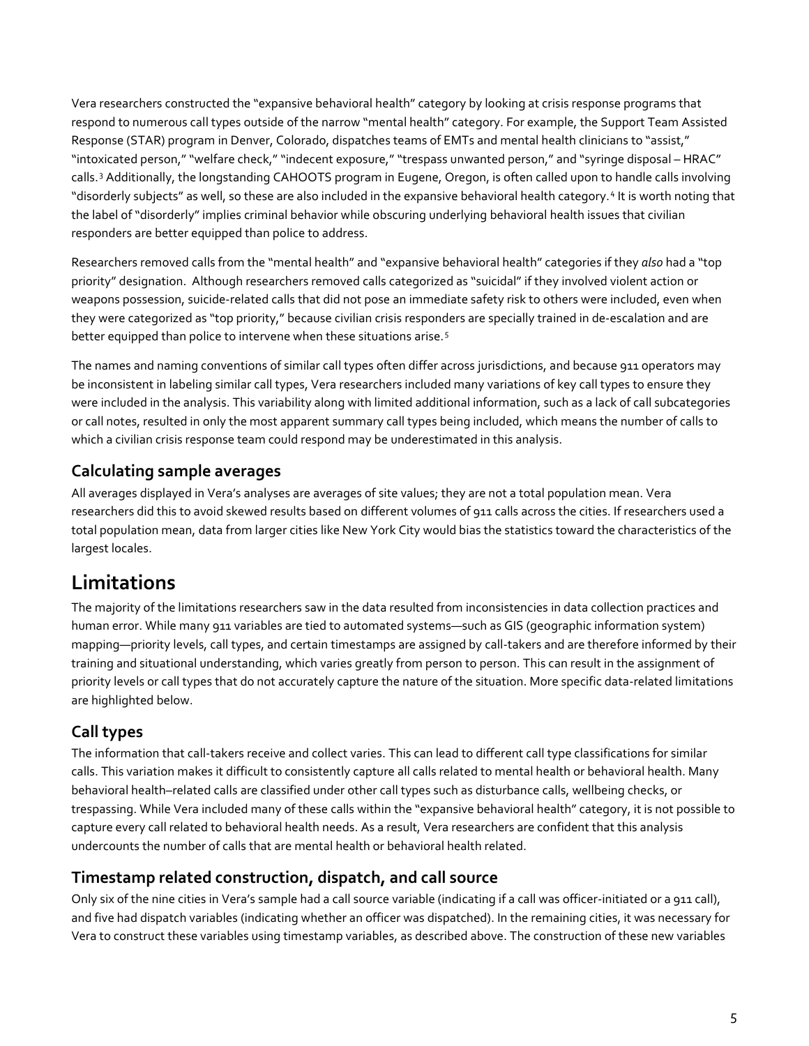Vera researchers constructed the "expansive behavioral health" category by looking at crisis response programs that respond to numerous call types outside of the narrow "mental health" category. For example, the Support Team Assisted Response (STAR) program in Denver, Colorado, dispatches teams of EMTs and mental health clinicians to "assist," "intoxicated person," "welfare check," "indecent exposure," "trespass unwanted person," and "syringe disposal – HRAC" calls.[3] Additionally, the longstanding CAHOOTS program in Eugene, Oregon, is often called upon to handle calls involving "disorderly subjects" as well, so these are also included in the expansive behavioral health category.[4] It is worth noting that the label of "disorderly" implies criminal behavior while obscuring underlying behavioral health issues that civilian responders are better equipped than police to address.

Researchers removed calls from the "mental health" and "expansive behavioral health" categories if they *also* had a "top priority" designation. Although researchers removed calls categorized as "suicidal" if they involved violent action or weapons possession, suicide-related calls that did not pose an immediate safety risk to others were included, even when they were categorized as "top priority," because civilian crisis responders are specially trained in de-escalation and are better equipped than police to intervene when these situations arise.[5]

The names and naming conventions of similar call types often differ across jurisdictions, and because 911 operators may be inconsistent in labeling similar call types, Vera researchers included many variations of key call types to ensure they were included in the analysis. This variability along with limited additional information, such as a lack of call subcategories or call notes, resulted in only the most apparent summary call types being included, which means the number of calls to which a civilian crisis response team could respond may be underestimated in this analysis.

### Calculating sample averages

All averages displayed in Vera's analyses are averages of site values; they are not a total population mean. Vera researchers did this to avoid skewed results based on different volumes of 911 calls across the cities. If researchers used a total population mean, data from larger cities like New York City would bias the statistics toward the characteristics of the largest locales.

## Limitations

The majority of the limitations researchers saw in the data resulted from inconsistencies in data collection practices and human error. While many 911 variables are tied to automated systems—such as GIS (geographic information system) mapping—priority levels, call types, and certain timestamps are assigned by call-takers and are therefore informed by their training and situational understanding, which varies greatly from person to person. This can result in the assignment of priority levels or call types that do not accurately capture the nature of the situation. More specific data-related limitations are highlighted below.

### Call types

The information that call-takers receive and collect varies. This can lead to different call type classifications for similar calls. This variation makes it difficult to consistently capture all calls related to mental health or behavioral health. Many behavioral health–related calls are classified under other call types such as disturbance calls, wellbeing checks, or trespassing. While Vera included many of these calls within the "expansive behavioral health" category, it is not possible to capture every call related to behavioral health needs. As a result, Vera researchers are confident that this analysis undercounts the number of calls that are mental health or behavioral health related.

### Timestamp related construction, dispatch, and call source

Only six of the nine cities in Vera's sample had a call source variable (indicating if a call was officer-initiated or a 911 call), and five had dispatch variables (indicating whether an officer was dispatched). In the remaining cities, it was necessary for Vera to construct these variables using timestamp variables, as described above. The construction of these new variables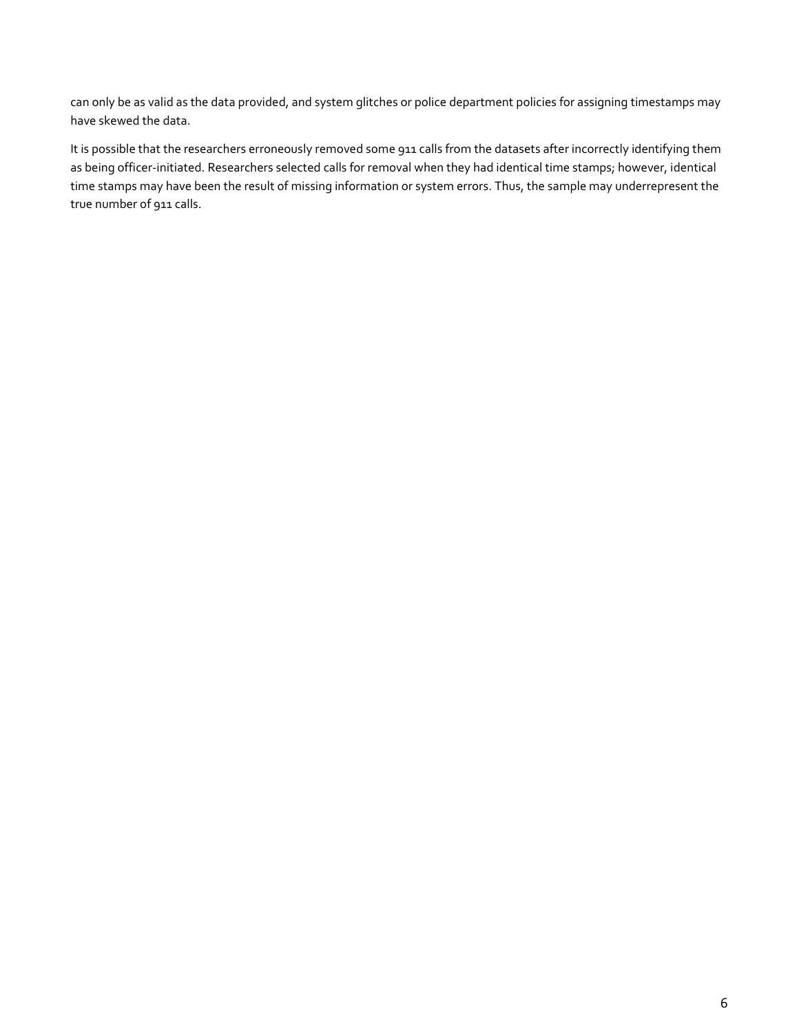can only be as valid as the data provided, and system glitches or police department policies for assigning timestamps may have skewed the data.

It is possible that the researchers erroneously removed some 911 calls from the datasets after incorrectly identifying them as being officer-initiated. Researchers selected calls for removal when they had identical time stamps; however, identical time stamps may have been the result of missing information or system errors. Thus, the sample may underrepresent the true number of 911 calls.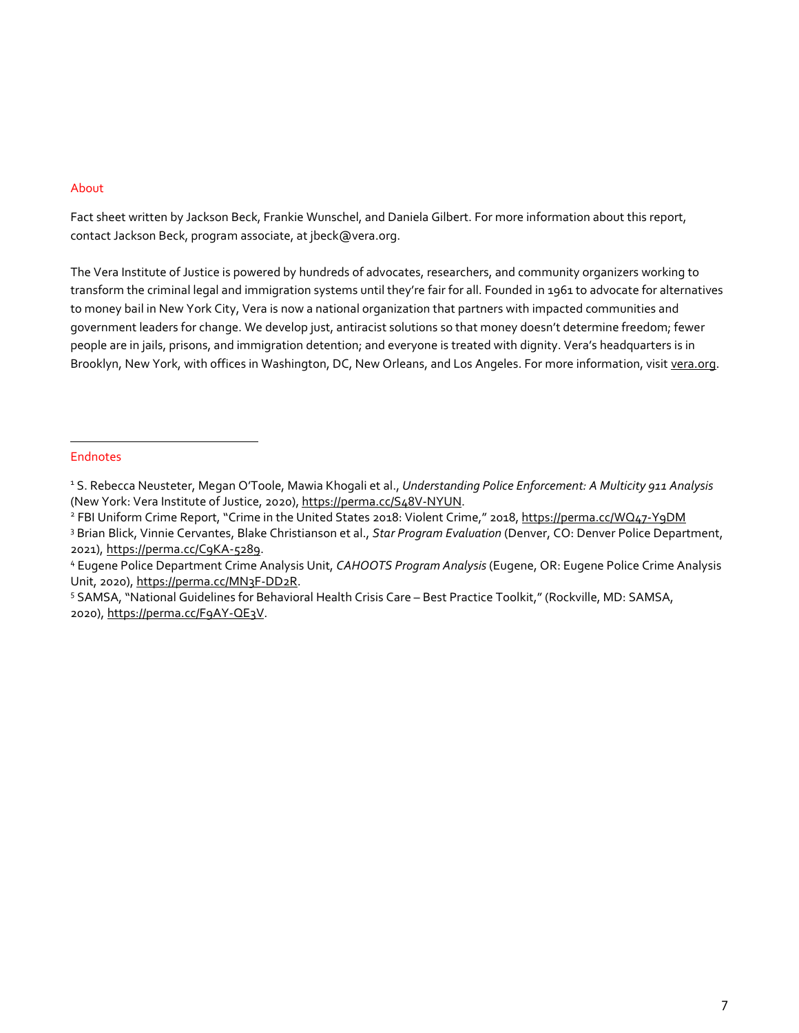## About

Fact sheet written by Jackson Beck, Frankie Wunschel, and Daniela Gilbert. For more information about this report, contact Jackson Beck, program associate, at jbeck@vera.org.

The Vera Institute of Justice is powered by hundreds of advocates, researchers, and community organizers working to transform the criminal legal and immigration systems until they're fair for all. Founded in 1961 to advocate for alternatives to money bail in New York City, Vera is now a national organization that partners with impacted communities and government leaders for change. We develop just, antiracist solutions so that money doesn't determine freedom; fewer people are in jails, prisons, and immigration detention; and everyone is treated with dignity. Vera's headquarters is in Brooklyn, New York, with offices in Washington, DC, New Orleans, and Los Angeles. For more information, visit vera.org.

## Endnotes

[1] S. Rebecca Neusteter, Megan O'Toole, Mawia Khogali et al., *Understanding Police Enforcement: A Multicity 911 Analysis* (New York: Vera Institute of Justice, 2020), https://perma.cc/S48V-NYUN.

[2] FBI Uniform Crime Report, "Crime in the United States 2018: Violent Crime," 2018, https://perma.cc/WQ47-Y9DM

[3] Brian Blick, Vinnie Cervantes, Blake Christianson et al., *Star Program Evaluation* (Denver, CO: Denver Police Department, 2021), https://perma.cc/C9KA-5289.

[4] Eugene Police Department Crime Analysis Unit, *CAHOOTS Program Analysis* (Eugene, OR: Eugene Police Crime Analysis Unit, 2020), https://perma.cc/MN3F-DD2R.

[5] SAMSA, "National Guidelines for Behavioral Health Crisis Care – Best Practice Toolkit," (Rockville, MD: SAMSA, 2020), https://perma.cc/F9AY-QE3V.